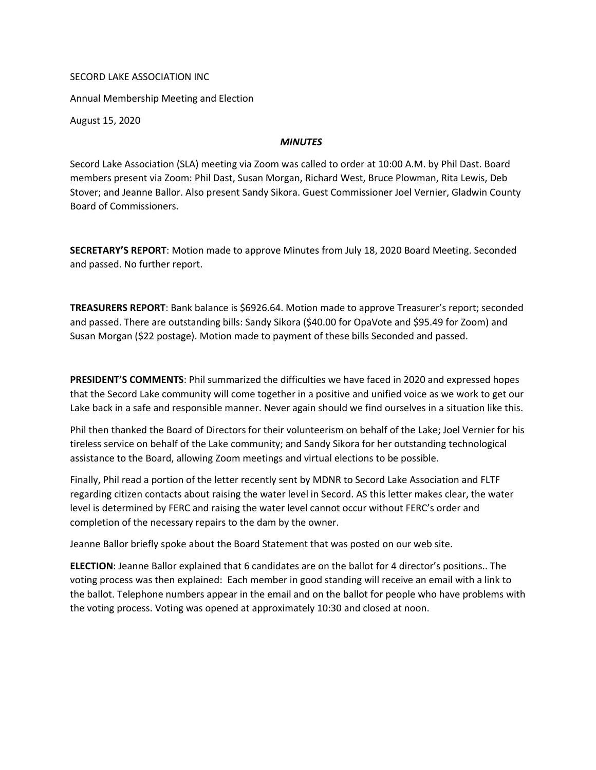SECORD LAKE ASSOCIATION INC

Annual Membership Meeting and Election

August 15, 2020

***MINUTES***

Secord Lake Association (SLA) meeting via Zoom was called to order at 10:00 A.M. by Phil Dast. Board members present via Zoom: Phil Dast, Susan Morgan, Richard West, Bruce Plowman, Rita Lewis, Deb Stover; and Jeanne Ballor. Also present Sandy Sikora. Guest Commissioner Joel Vernier, Gladwin County Board of Commissioners.

**SECRETARY'S REPORT**: Motion made to approve Minutes from July 18, 2020 Board Meeting. Seconded and passed. No further report.

**TREASURERS REPORT**: Bank balance is $6926.64. Motion made to approve Treasurer's report; seconded and passed. There are outstanding bills: Sandy Sikora ($40.00 for OpaVote and $95.49 for Zoom) and Susan Morgan ($22 postage). Motion made to payment of these bills Seconded and passed.

**PRESIDENT'S COMMENTS**: Phil summarized the difficulties we have faced in 2020 and expressed hopes that the Secord Lake community will come together in a positive and unified voice as we work to get our Lake back in a safe and responsible manner. Never again should we find ourselves in a situation like this.

Phil then thanked the Board of Directors for their volunteerism on behalf of the Lake; Joel Vernier for his tireless service on behalf of the Lake community; and Sandy Sikora for her outstanding technological assistance to the Board, allowing Zoom meetings and virtual elections to be possible.

Finally, Phil read a portion of the letter recently sent by MDNR to Secord Lake Association and FLTF regarding citizen contacts about raising the water level in Secord. AS this letter makes clear, the water level is determined by FERC and raising the water level cannot occur without FERC's order and completion of the necessary repairs to the dam by the owner.

Jeanne Ballor briefly spoke about the Board Statement that was posted on our web site.

**ELECTION**: Jeanne Ballor explained that 6 candidates are on the ballot for 4 director's positions.. The voting process was then explained: Each member in good standing will receive an email with a link to the ballot. Telephone numbers appear in the email and on the ballot for people who have problems with the voting process. Voting was opened at approximately 10:30 and closed at noon.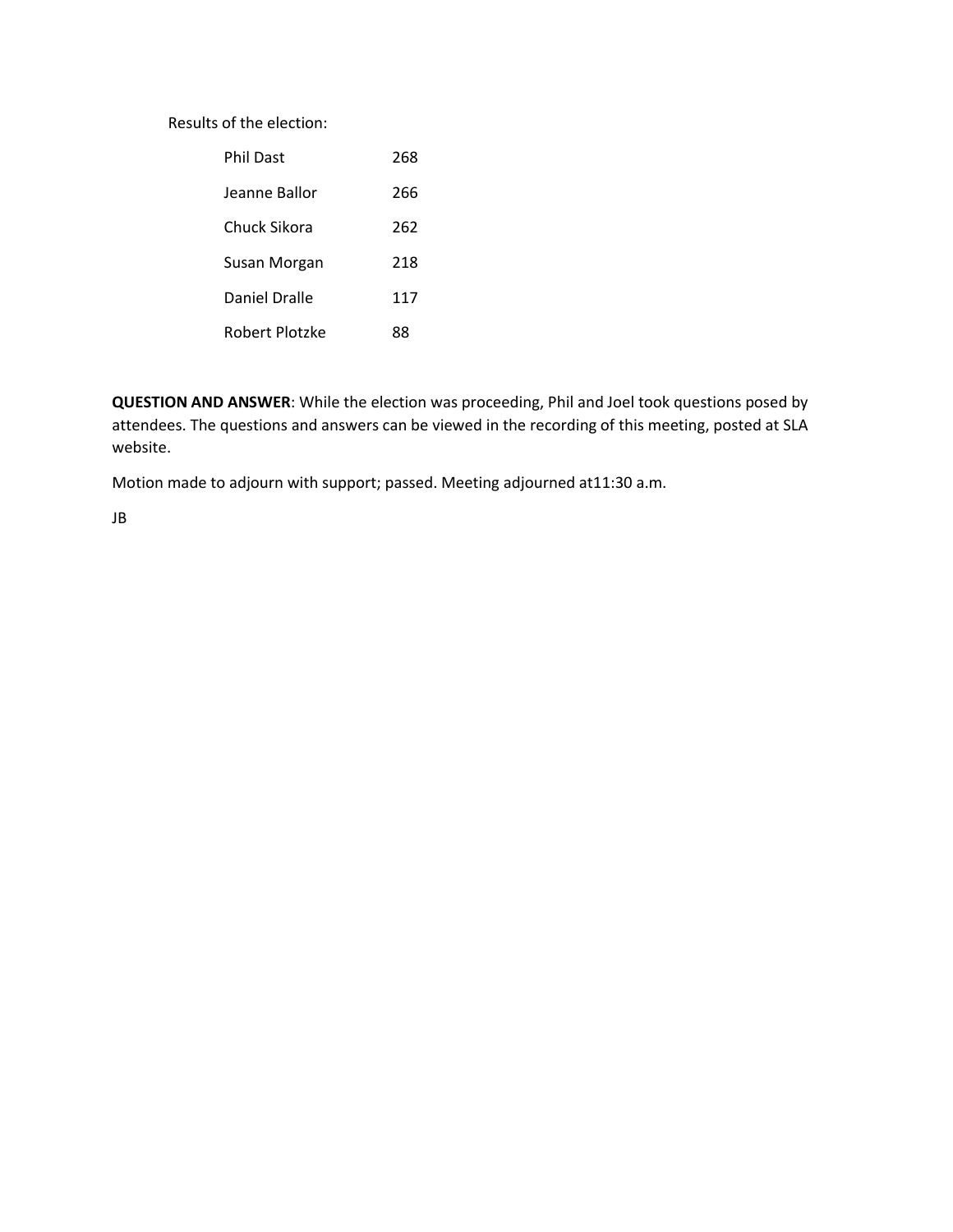Results of the election:

| | |
|---|---|
| Phil Dast | 268 |
| Jeanne Ballor | 266 |
| Chuck Sikora | 262 |
| Susan Morgan | 218 |
| Daniel Dralle | 117 |
| Robert Plotzke | 88 |

**QUESTION AND ANSWER**: While the election was proceeding, Phil and Joel took questions posed by attendees. The questions and answers can be viewed in the recording of this meeting, posted at SLA website.

Motion made to adjourn with support; passed. Meeting adjourned at11:30 a.m.

JB